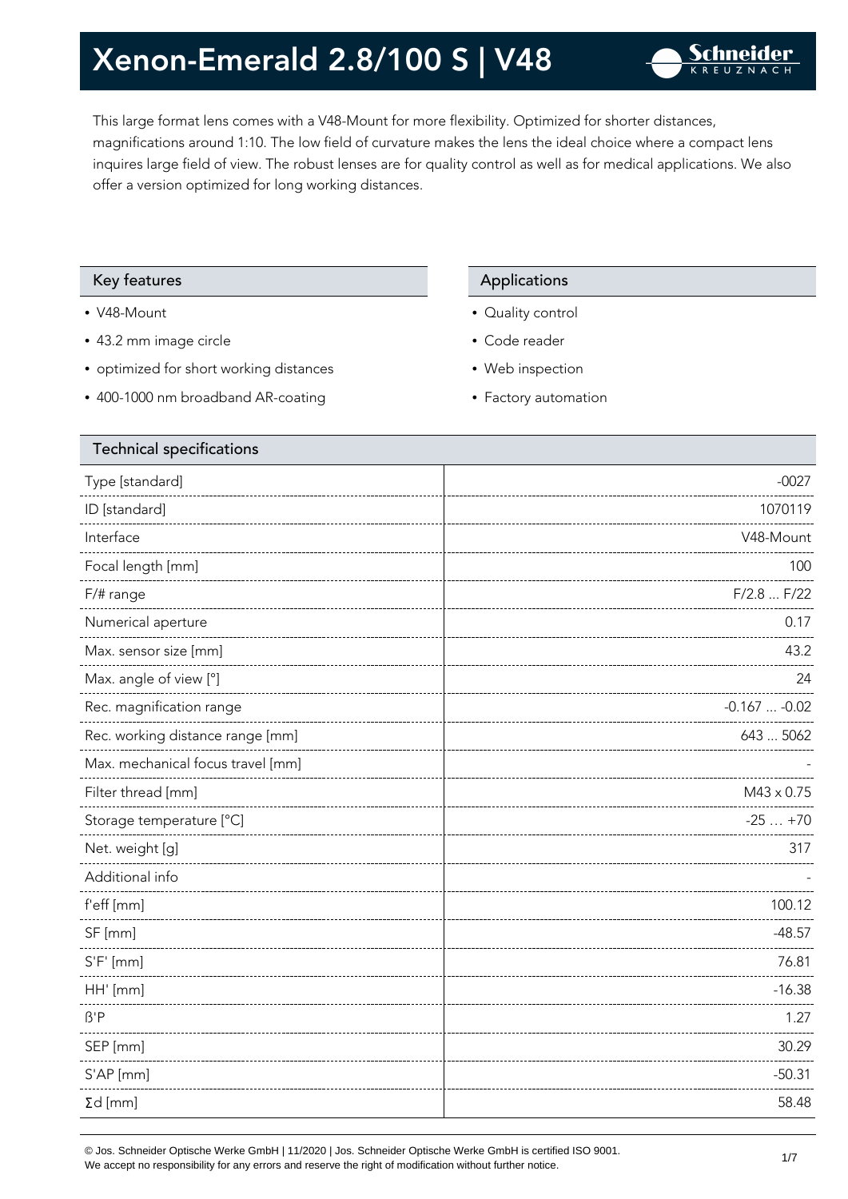# Xenon-Emerald 2.8/100 S | V48

This large format lens comes with a V48-Mount for more flexibility. Optimized for shorter distances, magnifications around 1:10. The low field of curvature makes the lens the ideal choice where a compact lens inquires large field of view. The robust lenses are for quality control as well as for medical applications. We also offer a version optimized for long working distances.

## Key features

- V48-Mount
- 43.2 mm image circle
- optimized for short working distances
- 400-1000 nm broadband AR-coating

## Applications

- Quality control
- Code reader
- Web inspection
- Factory automation

## Technical specifications

| | |
|---|---|
| Type [standard] | -0027 |
| ID [standard] | 1070119 |
| Interface | V48-Mount |
| Focal length [mm] | 100 |
| F/# range | F/2.8 ... F/22 |
| Numerical aperture | 0.17 |
| Max. sensor size [mm] | 43.2 |
| Max. angle of view [°] | 24 |
| Rec. magnification range | -0.167 ... -0.02 |
| Rec. working distance range [mm] | 643 ... 5062 |
| Max. mechanical focus travel [mm] | - |
| Filter thread [mm] | M43 x 0.75 |
| Storage temperature [°C] | -25 … +70 |
| Net. weight [g] | 317 |
| Additional info | - |
| f'eff [mm] | 100.12 |
| SF [mm] | -48.57 |
| S'F' [mm] | 76.81 |
| HH' [mm] | -16.38 |
| ß'P | 1.27 |
| SEP [mm] | 30.29 |
| S'AP [mm] | -50.31 |
| Σd [mm] | 58.48 |

© Jos. Schneider Optische Werke GmbH | 11/2020 | Jos. Schneider Optische Werke GmbH is certified ISO 9001.
We accept no responsibility for any errors and reserve the right of modification without further notice.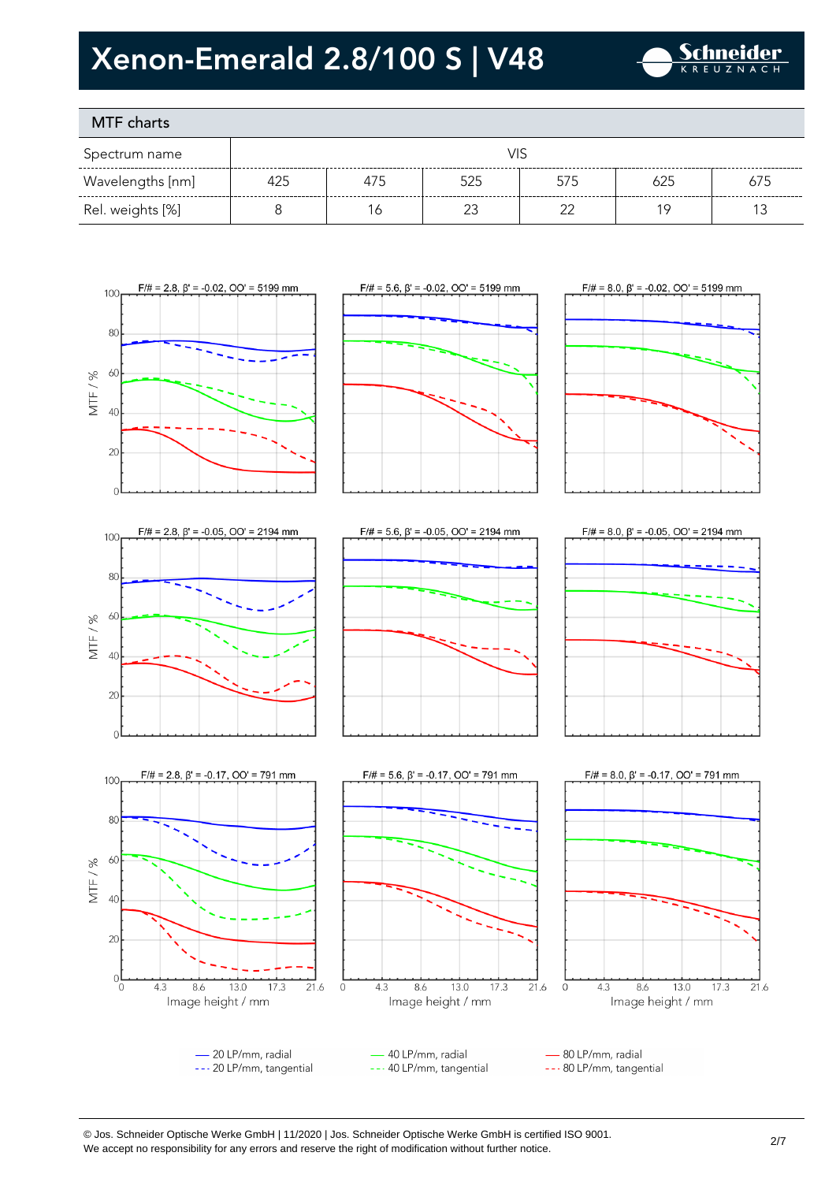# Xenon-Emerald 2.8/100 S | V48

## MTF charts

| Spectrum name | VIS | | | | | |
|---|---|---|---|---|---|---|
| Wavelengths [nm] | 425 | 475 | 525 | 575 | 625 | 675 |
| Rel. weights [%] | 8 | 16 | 23 | 22 | 19 | 13 |

F/# = 2.8, β' = -0.02, OO' = 5199 mm

F/# = 5.6, β' = -0.02, OO' = 5199 mm

F/# = 8.0, β' = -0.02, OO' = 5199 mm

F/# = 2.8, β' = -0.05, OO' = 2194 mm

F/# = 5.6, β' = -0.05, OO' = 2194 mm

F/# = 8.0, β' = -0.05, OO' = 2194 mm

F/# = 2.8, β' = -0.17, OO' = 791 mm

F/# = 5.6, β' = -0.17, OO' = 791 mm

F/# = 8.0, β' = -0.17, OO' = 791 mm

MTF / %

0
20
40
60
80
100

0
4.3
8.6
13.0
17.3
21.6

Image height / mm

— 20 LP/mm, radial
--- 20 LP/mm, tangential
— 40 LP/mm, radial
--- 40 LP/mm, tangential
— 80 LP/mm, radial
--- 80 LP/mm, tangential

© Jos. Schneider Optische Werke GmbH | 11/2020 | Jos. Schneider Optische Werke GmbH is certified ISO 9001.
We accept no responsibility for any errors and reserve the right of modification without further notice.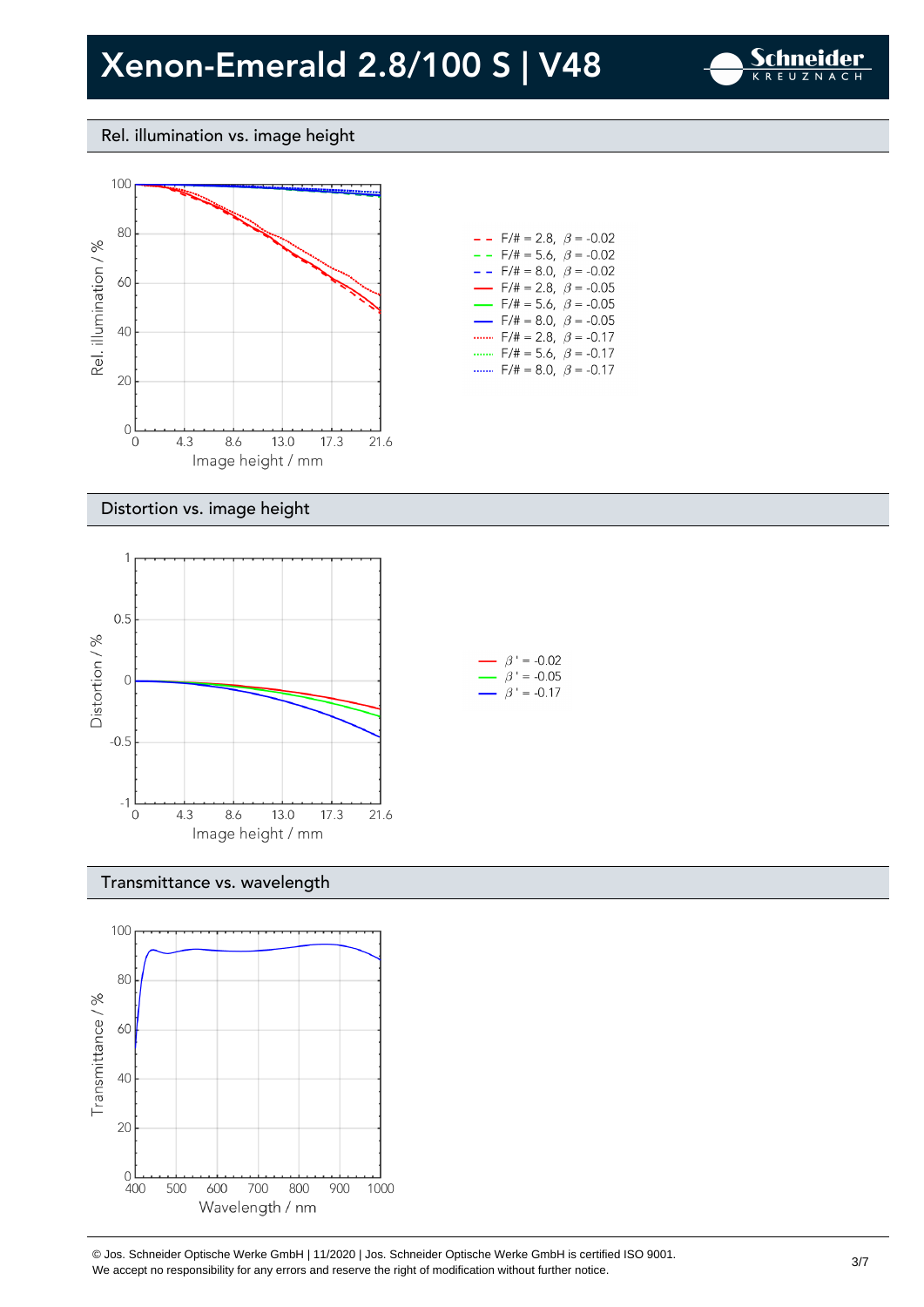# Xenon-Emerald 2.8/100 S | V48

## Rel. illumination vs. image height

Rel. illumination / %

100
80
60
40
20
0

0 4.3 8.6 13.0 17.3 21.6

Image height / mm

F/# = 2.8, $\beta$ = -0.02
F/# = 5.6, $\beta$ = -0.02
F/# = 8.0, $\beta$ = -0.02
F/# = 2.8, $\beta$ = -0.05
F/# = 5.6, $\beta$ = -0.05
F/# = 8.0, $\beta$ = -0.05
F/# = 2.8, $\beta$ = -0.17
F/# = 5.6, $\beta$ = -0.17
F/# = 8.0, $\beta$ = -0.17

## Distortion vs. image height

Distortion / %

1
0.5
0
-0.5
-1

0 4.3 8.6 13.0 17.3 21.6

Image height / mm

$\beta'$ = -0.02
$\beta'$ = -0.05
$\beta'$ = -0.17

## Transmittance vs. wavelength

Transmittance / %

100
80
60
40
20
0

400 500 600 700 800 900 1000

Wavelength / nm

© Jos. Schneider Optische Werke GmbH | 11/2020 | Jos. Schneider Optische Werke GmbH is certified ISO 9001.
We accept no responsibility for any errors and reserve the right of modification without further notice.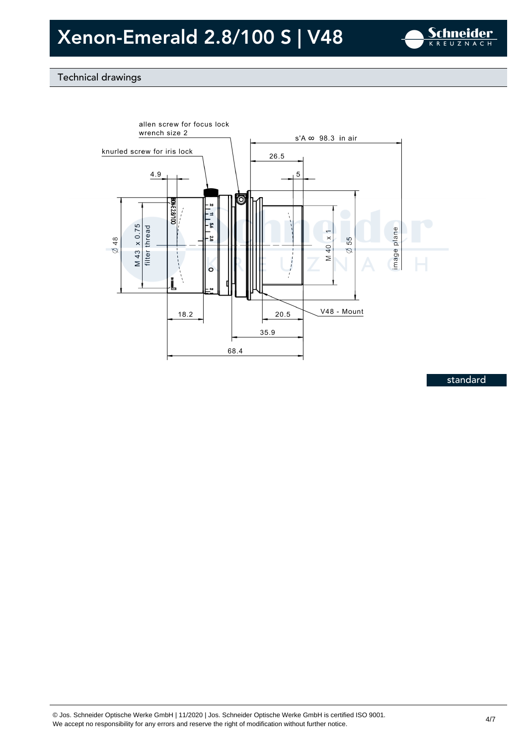# Xenon-Emerald 2.8/100 S | V48

## Technical drawings

allen screw for focus lock
wrench size 2

knurled screw for iris lock

s'A ∞ 98.3 in air

26.5

4.9

5

∅ 48

M 43 x 0.75
filter thread

M 40 x 1

∅ 55

image plane

18.2

20.5

V48 - Mount

35.9

68.4

standard

© Jos. Schneider Optische Werke GmbH | 11/2020 | Jos. Schneider Optische Werke GmbH is certified ISO 9001.
We accept no responsibility for any errors and reserve the right of modification without further notice.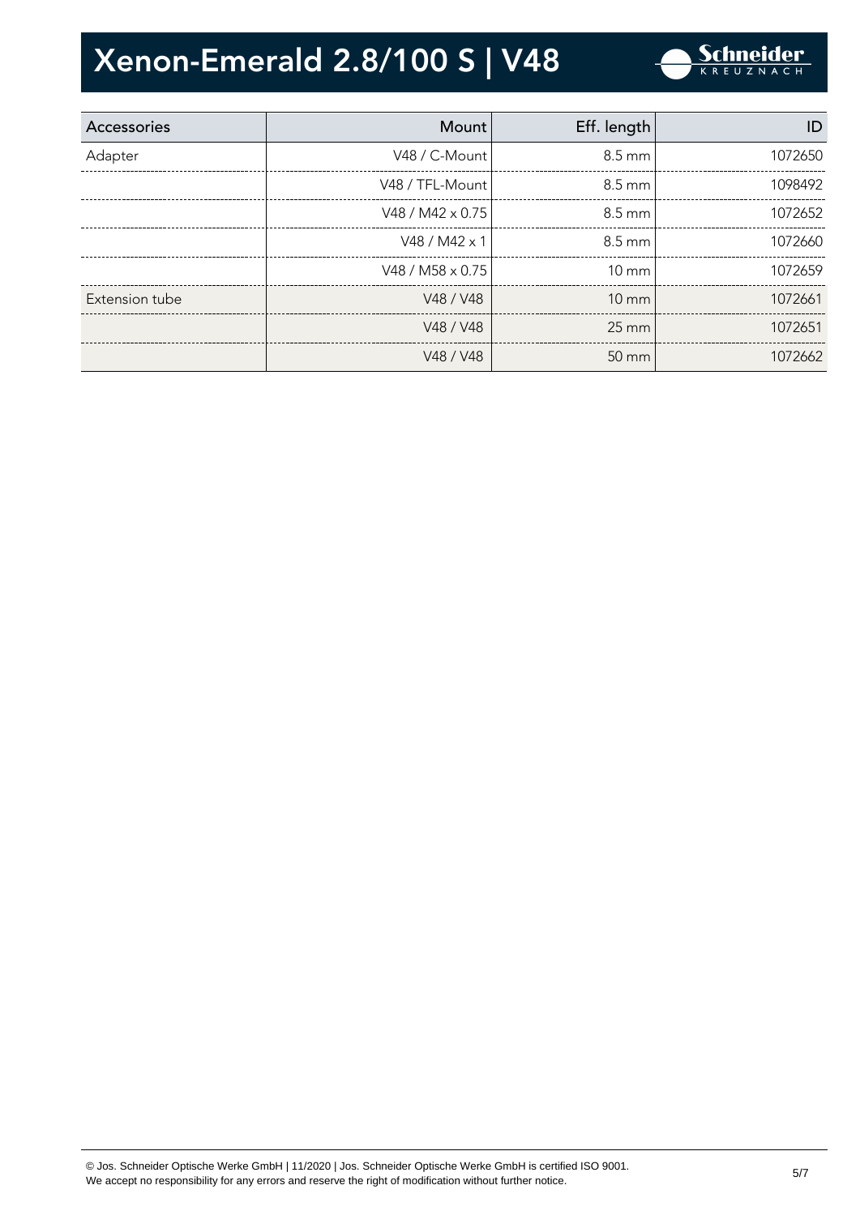# Xenon-Emerald 2.8/100 S | V48

| Accessories | Mount | Eff. length | ID |
|---|---|---|---|
| Adapter | V48 / C-Mount | 8.5 mm | 1072650 |
| | V48 / TFL-Mount | 8.5 mm | 1098492 |
| | V48 / M42 x 0.75 | 8.5 mm | 1072652 |
| | V48 / M42 x 1 | 8.5 mm | 1072660 |
| | V48 / M58 x 0.75 | 10 mm | 1072659 |
| Extension tube | V48 / V48 | 10 mm | 1072661 |
| | V48 / V48 | 25 mm | 1072651 |
| | V48 / V48 | 50 mm | 1072662 |

© Jos. Schneider Optische Werke GmbH | 11/2020 | Jos. Schneider Optische Werke GmbH is certified ISO 9001.
We accept no responsibility for any errors and reserve the right of modification without further notice.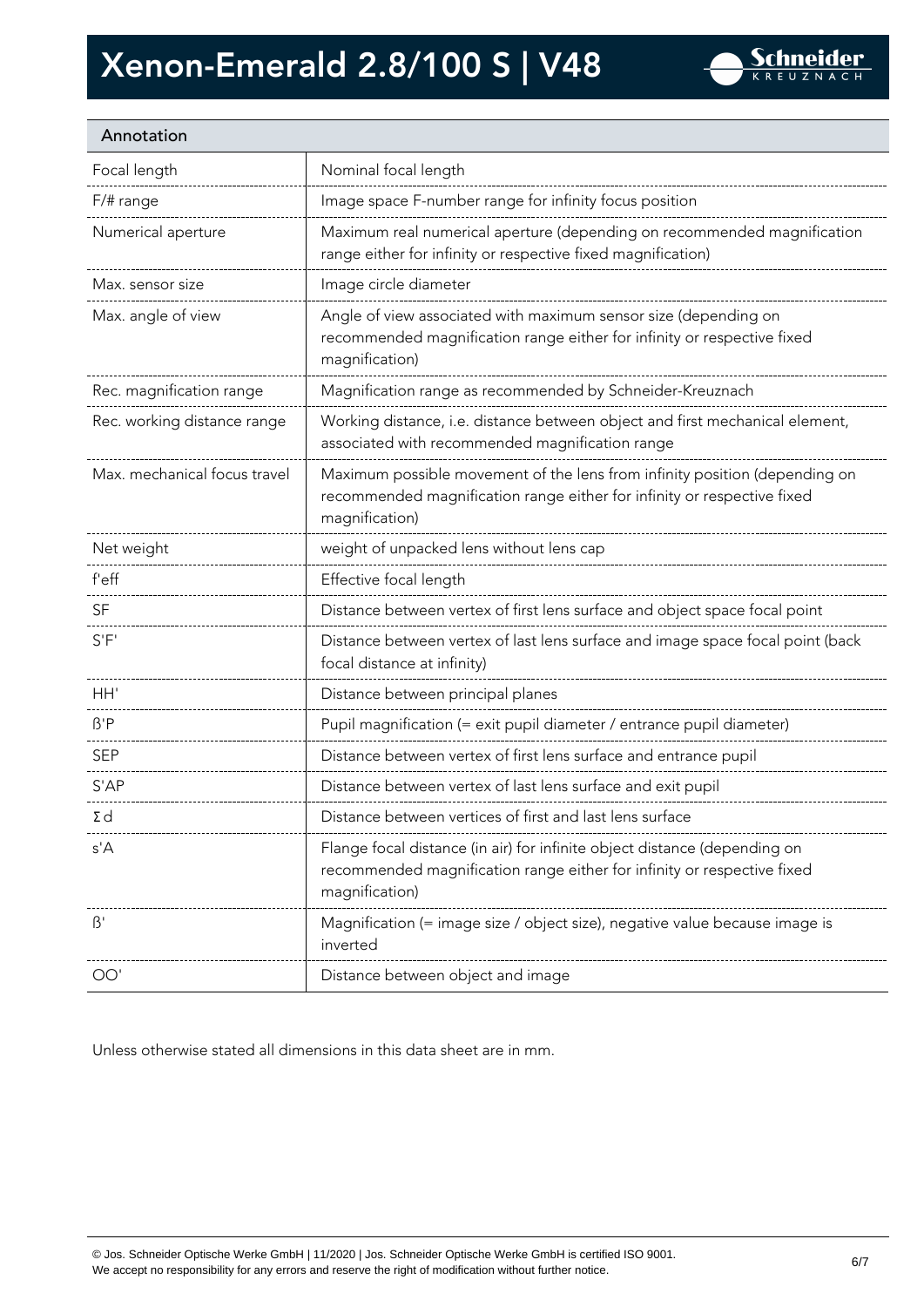# Xenon-Emerald 2.8/100 S | V48

| Annotation | |
|---|---|
| Focal length | Nominal focal length |
| F/# range | Image space F-number range for infinity focus position |
| Numerical aperture | Maximum real numerical aperture (depending on recommended magnification range either for infinity or respective fixed magnification) |
| Max. sensor size | Image circle diameter |
| Max. angle of view | Angle of view associated with maximum sensor size (depending on recommended magnification range either for infinity or respective fixed magnification) |
| Rec. magnification range | Magnification range as recommended by Schneider-Kreuznach |
| Rec. working distance range | Working distance, i.e. distance between object and first mechanical element, associated with recommended magnification range |
| Max. mechanical focus travel | Maximum possible movement of the lens from infinity position (depending on recommended magnification range either for infinity or respective fixed magnification) |
| Net weight | weight of unpacked lens without lens cap |
| f'eff | Effective focal length |
| SF | Distance between vertex of first lens surface and object space focal point |
| S'F' | Distance between vertex of last lens surface and image space focal point (back focal distance at infinity) |
| HH' | Distance between principal planes |
| ß'P | Pupil magnification (= exit pupil diameter / entrance pupil diameter) |
| SEP | Distance between vertex of first lens surface and entrance pupil |
| S'AP | Distance between vertex of last lens surface and exit pupil |
| Σ d | Distance between vertices of first and last lens surface |
| s'A | Flange focal distance (in air) for infinite object distance (depending on recommended magnification range either for infinity or respective fixed magnification) |
| ß' | Magnification (= image size / object size), negative value because image is inverted |
| OO' | Distance between object and image |

Unless otherwise stated all dimensions in this data sheet are in mm.

© Jos. Schneider Optische Werke GmbH | 11/2020 | Jos. Schneider Optische Werke GmbH is certified ISO 9001.
We accept no responsibility for any errors and reserve the right of modification without further notice.